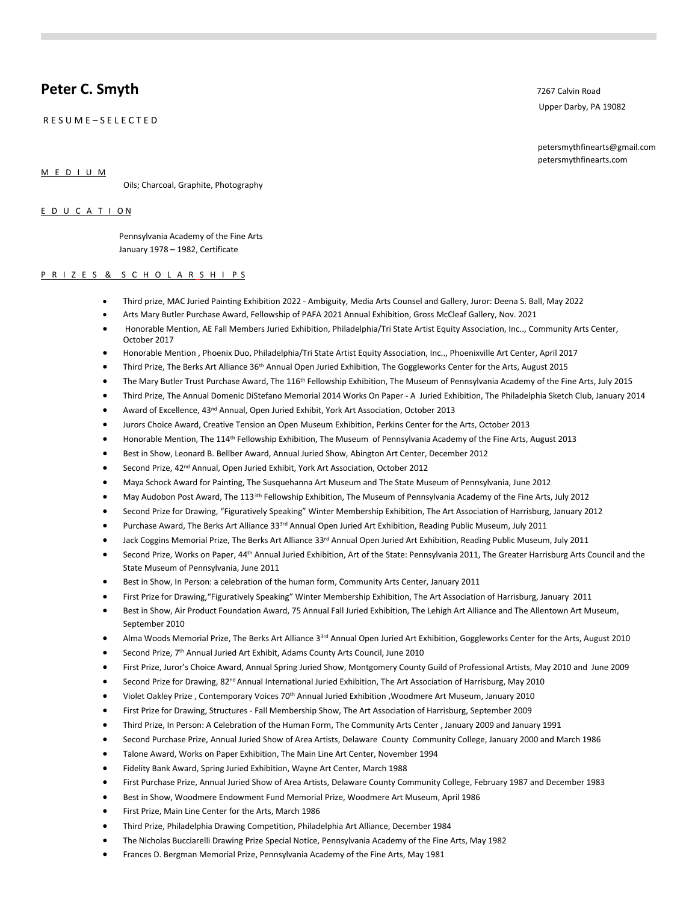# Peter C. Smyth

7267 Calvin Road
Upper Darby, PA 19082

petersmythfinearts@gmail.com
petersmythfinearts.com

R E S U M E – S E L E C T E D

## M E D I U M

Oils; Charcoal, Graphite, Photography

## E D U C A T I O N

Pennsylvania Academy of the Fine Arts
January 1978 – 1982, Certificate

## P R I Z E S & S C H O L A R S H I P S

- Third prize, MAC Juried Painting Exhibition 2022 - Ambiguity, Media Arts Counsel and Gallery, Juror: Deena S. Ball, May 2022
- Arts Mary Butler Purchase Award, Fellowship of PAFA 2021 Annual Exhibition, Gross McCleaf Gallery, Nov. 2021
- Honorable Mention, AE Fall Members Juried Exhibition, Philadelphia/Tri State Artist Equity Association, Inc.., Community Arts Center, October 2017
- Honorable Mention , Phoenix Duo, Philadelphia/Tri State Artist Equity Association, Inc.., Phoenixville Art Center, April 2017
- Third Prize, The Berks Art Alliance 36th Annual Open Juried Exhibition, The Goggleworks Center for the Arts, August 2015
- The Mary Butler Trust Purchase Award, The 116th Fellowship Exhibition, The Museum of Pennsylvania Academy of the Fine Arts, July 2015
- Third Prize, The Annual Domenic DiStefano Memorial 2014 Works On Paper - A Juried Exhibition, The Philadelphia Sketch Club, January 2014
- Award of Excellence, 43rd Annual, Open Juried Exhibit, York Art Association, October 2013
- Jurors Choice Award, Creative Tension an Open Museum Exhibition, Perkins Center for the Arts, October 2013
- Honorable Mention, The 114th Fellowship Exhibition, The Museum of Pennsylvania Academy of the Fine Arts, August 2013
- Best in Show, Leonard B. Bellber Award, Annual Juried Show, Abington Art Center, December 2012
- Second Prize, 42nd Annual, Open Juried Exhibit, York Art Association, October 2012
- Maya Schock Award for Painting, The Susquehanna Art Museum and The State Museum of Pennsylvania, June 2012
- May Audobon Post Award, The 1133th Fellowship Exhibition, The Museum of Pennsylvania Academy of the Fine Arts, July 2012
- Second Prize for Drawing, "Figuratively Speaking" Winter Membership Exhibition, The Art Association of Harrisburg, January 2012
- Purchase Award, The Berks Art Alliance 33rd Annual Open Juried Art Exhibition, Reading Public Museum, July 2011
- Jack Coggins Memorial Prize, The Berks Art Alliance 33rd Annual Open Juried Art Exhibition, Reading Public Museum, July 2011
- Second Prize, Works on Paper, 44th Annual Juried Exhibition, Art of the State: Pennsylvania 2011, The Greater Harrisburg Arts Council and the State Museum of Pennsylvania, June 2011
- Best in Show, In Person: a celebration of the human form, Community Arts Center, January 2011
- First Prize for Drawing,"Figuratively Speaking" Winter Membership Exhibition, The Art Association of Harrisburg, January 2011
- Best in Show, Air Product Foundation Award, 75 Annual Fall Juried Exhibition, The Lehigh Art Alliance and The Allentown Art Museum, September 2010
- Alma Woods Memorial Prize, The Berks Art Alliance 33rd Annual Open Juried Art Exhibition, Goggleworks Center for the Arts, August 2010
- Second Prize, 7th Annual Juried Art Exhibit, Adams County Arts Council, June 2010
- First Prize, Juror's Choice Award, Annual Spring Juried Show, Montgomery County Guild of Professional Artists, May 2010 and June 2009
- Second Prize for Drawing, 82nd Annual International Juried Exhibition, The Art Association of Harrisburg, May 2010
- Violet Oakley Prize , Contemporary Voices 70th Annual Juried Exhibition ,Woodmere Art Museum, January 2010
- First Prize for Drawing, Structures - Fall Membership Show, The Art Association of Harrisburg, September 2009
- Third Prize, In Person: A Celebration of the Human Form, The Community Arts Center , January 2009 and January 1991
- Second Purchase Prize, Annual Juried Show of Area Artists, Delaware County Community College, January 2000 and March 1986
- Talone Award, Works on Paper Exhibition, The Main Line Art Center, November 1994
- Fidelity Bank Award, Spring Juried Exhibition, Wayne Art Center, March 1988
- First Purchase Prize, Annual Juried Show of Area Artists, Delaware County Community College, February 1987 and December 1983
- Best in Show, Woodmere Endowment Fund Memorial Prize, Woodmere Art Museum, April 1986
- First Prize, Main Line Center for the Arts, March 1986
- Third Prize, Philadelphia Drawing Competition, Philadelphia Art Alliance, December 1984
- The Nicholas Bucciarelli Drawing Prize Special Notice, Pennsylvania Academy of the Fine Arts, May 1982
- Frances D. Bergman Memorial Prize, Pennsylvania Academy of the Fine Arts, May 1981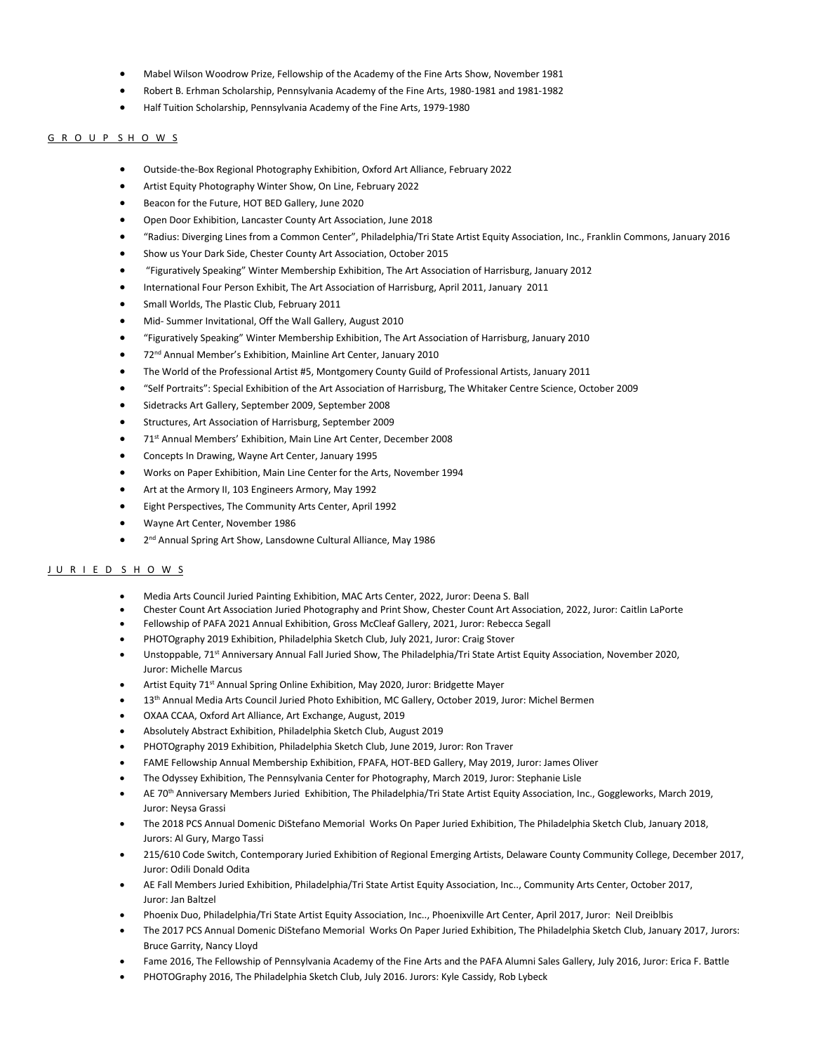- Mabel Wilson Woodrow Prize, Fellowship of the Academy of the Fine Arts Show, November 1981
- Robert B. Erhman Scholarship, Pennsylvania Academy of the Fine Arts, 1980-1981 and 1981-1982
- Half Tuition Scholarship, Pennsylvania Academy of the Fine Arts, 1979-1980

## G R O U P  S H O W S

- Outside-the-Box Regional Photography Exhibition, Oxford Art Alliance, February 2022
- Artist Equity Photography Winter Show, On Line, February 2022
- Beacon for the Future, HOT BED Gallery, June 2020
- Open Door Exhibition, Lancaster County Art Association, June 2018
- "Radius: Diverging Lines from a Common Center", Philadelphia/Tri State Artist Equity Association, Inc., Franklin Commons, January 2016
- Show us Your Dark Side, Chester County Art Association, October 2015
- "Figuratively Speaking" Winter Membership Exhibition, The Art Association of Harrisburg, January 2012
- International Four Person Exhibit, The Art Association of Harrisburg, April 2011, January 2011
- Small Worlds, The Plastic Club, February 2011
- Mid- Summer Invitational, Off the Wall Gallery, August 2010
- "Figuratively Speaking" Winter Membership Exhibition, The Art Association of Harrisburg, January 2010
- 72nd Annual Member's Exhibition, Mainline Art Center, January 2010
- The World of the Professional Artist #5, Montgomery County Guild of Professional Artists, January 2011
- "Self Portraits": Special Exhibition of the Art Association of Harrisburg, The Whitaker Centre Science, October 2009
- Sidetracks Art Gallery, September 2009, September 2008
- Structures, Art Association of Harrisburg, September 2009
- 71st Annual Members' Exhibition, Main Line Art Center, December 2008
- Concepts In Drawing, Wayne Art Center, January 1995
- Works on Paper Exhibition, Main Line Center for the Arts, November 1994
- Art at the Armory II, 103 Engineers Armory, May 1992
- Eight Perspectives, The Community Arts Center, April 1992
- Wayne Art Center, November 1986
- 2nd Annual Spring Art Show, Lansdowne Cultural Alliance, May 1986

## J U R I E D  S H O W S

- Media Arts Council Juried Painting Exhibition, MAC Arts Center, 2022, Juror: Deena S. Ball
- Chester Count Art Association Juried Photography and Print Show, Chester Count Art Association, 2022, Juror: Caitlin LaPorte
- Fellowship of PAFA 2021 Annual Exhibition, Gross McCleaf Gallery, 2021, Juror: Rebecca Segall
- PHOTOgraphy 2019 Exhibition, Philadelphia Sketch Club, July 2021, Juror: Craig Stover
- Unstoppable, 71st Anniversary Annual Fall Juried Show, The Philadelphia/Tri State Artist Equity Association, November 2020, Juror: Michelle Marcus
- Artist Equity 71st Annual Spring Online Exhibition, May 2020, Juror: Bridgette Mayer
- 13th Annual Media Arts Council Juried Photo Exhibition, MC Gallery, October 2019, Juror: Michel Bermen
- OXAA CCAA, Oxford Art Alliance, Art Exchange, August, 2019
- Absolutely Abstract Exhibition, Philadelphia Sketch Club, August 2019
- PHOTOgraphy 2019 Exhibition, Philadelphia Sketch Club, June 2019, Juror: Ron Traver
- FAME Fellowship Annual Membership Exhibition, FPAFA, HOT-BED Gallery, May 2019, Juror: James Oliver
- The Odyssey Exhibition, The Pennsylvania Center for Photography, March 2019, Juror: Stephanie Lisle
- AE 70th Anniversary Members Juried Exhibition, The Philadelphia/Tri State Artist Equity Association, Inc., Goggleworks, March 2019, Juror: Neysa Grassi
- The 2018 PCS Annual Domenic DiStefano Memorial Works On Paper Juried Exhibition, The Philadelphia Sketch Club, January 2018, Jurors: Al Gury, Margo Tassi
- 215/610 Code Switch, Contemporary Juried Exhibition of Regional Emerging Artists, Delaware County Community College, December 2017, Juror: Odili Donald Odita
- AE Fall Members Juried Exhibition, Philadelphia/Tri State Artist Equity Association, Inc.., Community Arts Center, October 2017, Juror: Jan Baltzel
- Phoenix Duo, Philadelphia/Tri State Artist Equity Association, Inc.., Phoenixville Art Center, April 2017, Juror: Neil Dreiblbis
- The 2017 PCS Annual Domenic DiStefano Memorial Works On Paper Juried Exhibition, The Philadelphia Sketch Club, January 2017, Jurors: Bruce Garrity, Nancy Lloyd
- Fame 2016, The Fellowship of Pennsylvania Academy of the Fine Arts and the PAFA Alumni Sales Gallery, July 2016, Juror: Erica F. Battle
- PHOTOGraphy 2016, The Philadelphia Sketch Club, July 2016. Jurors: Kyle Cassidy, Rob Lybeck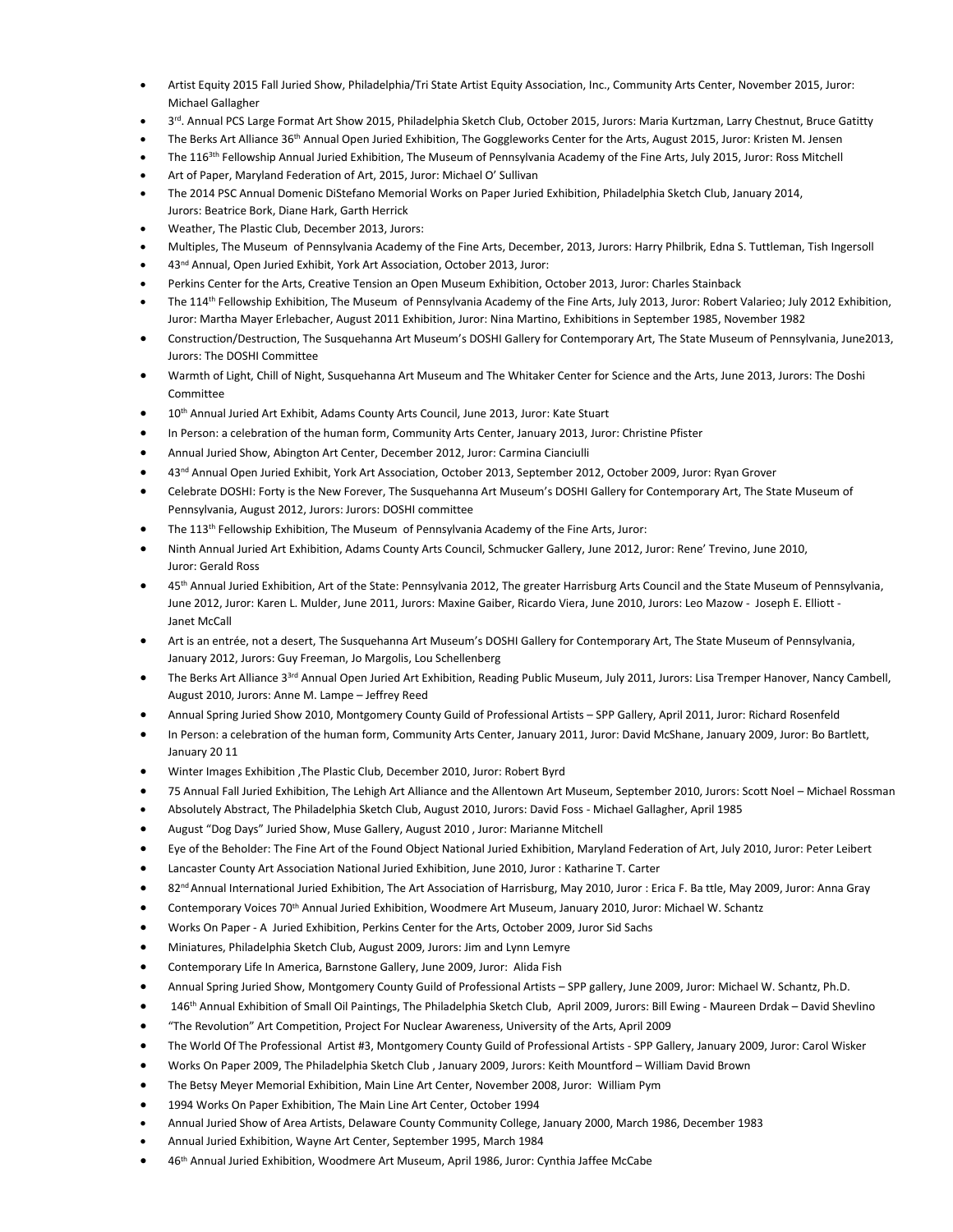- Artist Equity 2015 Fall Juried Show, Philadelphia/Tri State Artist Equity Association, Inc., Community Arts Center, November 2015, Juror: Michael Gallagher
- 3rd. Annual PCS Large Format Art Show 2015, Philadelphia Sketch Club, October 2015, Jurors: Maria Kurtzman, Larry Chestnut, Bruce Gatitty
- The Berks Art Alliance 36th Annual Open Juried Exhibition, The Goggleworks Center for the Arts, August 2015, Juror: Kristen M. Jensen
- The 1163th Fellowship Annual Juried Exhibition, The Museum of Pennsylvania Academy of the Fine Arts, July 2015, Juror: Ross Mitchell
- Art of Paper, Maryland Federation of Art, 2015, Juror: Michael O' Sullivan
- The 2014 PSC Annual Domenic DiStefano Memorial Works on Paper Juried Exhibition, Philadelphia Sketch Club, January 2014, Jurors: Beatrice Bork, Diane Hark, Garth Herrick
- Weather, The Plastic Club, December 2013, Jurors:
- Multiples, The Museum of Pennsylvania Academy of the Fine Arts, December, 2013, Jurors: Harry Philbrik, Edna S. Tuttleman, Tish Ingersoll
- 43nd Annual, Open Juried Exhibit, York Art Association, October 2013, Juror:
- Perkins Center for the Arts, Creative Tension an Open Museum Exhibition, October 2013, Juror: Charles Stainback
- The 114th Fellowship Exhibition, The Museum of Pennsylvania Academy of the Fine Arts, July 2013, Juror: Robert Valarieo; July 2012 Exhibition, Juror: Martha Mayer Erlebacher, August 2011 Exhibition, Juror: Nina Martino, Exhibitions in September 1985, November 1982
- Construction/Destruction, The Susquehanna Art Museum's DOSHI Gallery for Contemporary Art, The State Museum of Pennsylvania, June2013, Jurors: The DOSHI Committee
- Warmth of Light, Chill of Night, Susquehanna Art Museum and The Whitaker Center for Science and the Arts, June 2013, Jurors: The Doshi Committee
- 10th Annual Juried Art Exhibit, Adams County Arts Council, June 2013, Juror: Kate Stuart
- In Person: a celebration of the human form, Community Arts Center, January 2013, Juror: Christine Pfister
- Annual Juried Show, Abington Art Center, December 2012, Juror: Carmina Cianciulli
- 43nd Annual Open Juried Exhibit, York Art Association, October 2013, September 2012, October 2009, Juror: Ryan Grover
- Celebrate DOSHI: Forty is the New Forever, The Susquehanna Art Museum's DOSHI Gallery for Contemporary Art, The State Museum of Pennsylvania, August 2012, Jurors: Jurors: DOSHI committee
- The 113th Fellowship Exhibition, The Museum of Pennsylvania Academy of the Fine Arts, Juror:
- Ninth Annual Juried Art Exhibition, Adams County Arts Council, Schmucker Gallery, June 2012, Juror: Rene' Trevino, June 2010, Juror: Gerald Ross
- 45th Annual Juried Exhibition, Art of the State: Pennsylvania 2012, The greater Harrisburg Arts Council and the State Museum of Pennsylvania, June 2012, Juror: Karen L. Mulder, June 2011, Jurors: Maxine Gaiber, Ricardo Viera, June 2010, Jurors: Leo Mazow - Joseph E. Elliott - Janet McCall
- Art is an entrée, not a desert, The Susquehanna Art Museum's DOSHI Gallery for Contemporary Art, The State Museum of Pennsylvania, January 2012, Jurors: Guy Freeman, Jo Margolis, Lou Schellenberg
- The Berks Art Alliance 33rd Annual Open Juried Art Exhibition, Reading Public Museum, July 2011, Jurors: Lisa Tremper Hanover, Nancy Cambell, August 2010, Jurors: Anne M. Lampe – Jeffrey Reed
- Annual Spring Juried Show 2010, Montgomery County Guild of Professional Artists – SPP Gallery, April 2011, Juror: Richard Rosenfeld
- In Person: a celebration of the human form, Community Arts Center, January 2011, Juror: David McShane, January 2009, Juror: Bo Bartlett, January 20 11
- Winter Images Exhibition ,The Plastic Club, December 2010, Juror: Robert Byrd
- 75 Annual Fall Juried Exhibition, The Lehigh Art Alliance and the Allentown Art Museum, September 2010, Jurors: Scott Noel – Michael Rossman
- Absolutely Abstract, The Philadelphia Sketch Club, August 2010, Jurors: David Foss - Michael Gallagher, April 1985
- August "Dog Days" Juried Show, Muse Gallery, August 2010 , Juror: Marianne Mitchell
- Eye of the Beholder: The Fine Art of the Found Object National Juried Exhibition, Maryland Federation of Art, July 2010, Juror: Peter Leibert
- Lancaster County Art Association National Juried Exhibition, June 2010, Juror : Katharine T. Carter
- 82nd Annual International Juried Exhibition, The Art Association of Harrisburg, May 2010, Juror : Erica F. Ba ttle, May 2009, Juror: Anna Gray
- Contemporary Voices 70th Annual Juried Exhibition, Woodmere Art Museum, January 2010, Juror: Michael W. Schantz
- Works On Paper - A Juried Exhibition, Perkins Center for the Arts, October 2009, Juror Sid Sachs
- Miniatures, Philadelphia Sketch Club, August 2009, Jurors: Jim and Lynn Lemyre
- Contemporary Life In America, Barnstone Gallery, June 2009, Juror: Alida Fish
- Annual Spring Juried Show, Montgomery County Guild of Professional Artists – SPP gallery, June 2009, Juror: Michael W. Schantz, Ph.D.
- 146th Annual Exhibition of Small Oil Paintings, The Philadelphia Sketch Club, April 2009, Jurors: Bill Ewing - Maureen Drdak – David Shevlino
- "The Revolution" Art Competition, Project For Nuclear Awareness, University of the Arts, April 2009
- The World Of The Professional Artist #3, Montgomery County Guild of Professional Artists - SPP Gallery, January 2009, Juror: Carol Wisker
- Works On Paper 2009, The Philadelphia Sketch Club , January 2009, Jurors: Keith Mountford – William David Brown
- The Betsy Meyer Memorial Exhibition, Main Line Art Center, November 2008, Juror: William Pym
- 1994 Works On Paper Exhibition, The Main Line Art Center, October 1994
- Annual Juried Show of Area Artists, Delaware County Community College, January 2000, March 1986, December 1983
- Annual Juried Exhibition, Wayne Art Center, September 1995, March 1984
- 46th Annual Juried Exhibition, Woodmere Art Museum, April 1986, Juror: Cynthia Jaffee McCabe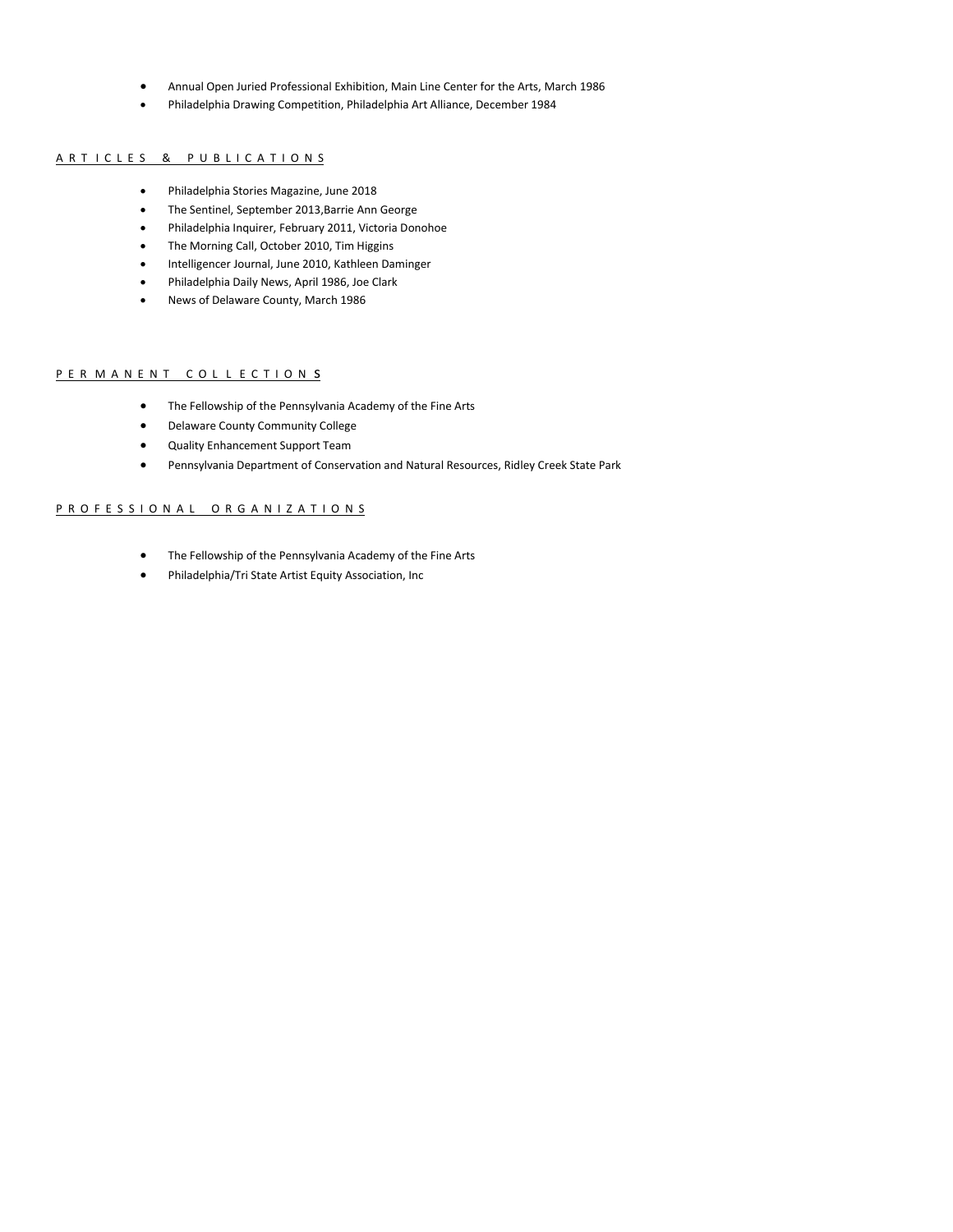- Annual Open Juried Professional Exhibition, Main Line Center for the Arts, March 1986
- Philadelphia Drawing Competition, Philadelphia Art Alliance, December 1984

## ARTICLES & PUBLICATIONS

- Philadelphia Stories Magazine, June 2018
- The Sentinel, September 2013,Barrie Ann George
- Philadelphia Inquirer, February 2011, Victoria Donohoe
- The Morning Call, October 2010, Tim Higgins
- Intelligencer Journal, June 2010, Kathleen Daminger
- Philadelphia Daily News, April 1986, Joe Clark
- News of Delaware County, March 1986

## PERMANENT COLLECTIONS

- The Fellowship of the Pennsylvania Academy of the Fine Arts
- Delaware County Community College
- Quality Enhancement Support Team
- Pennsylvania Department of Conservation and Natural Resources, Ridley Creek State Park

## PROFESSIONAL ORGANIZATIONS

- The Fellowship of the Pennsylvania Academy of the Fine Arts
- Philadelphia/Tri State Artist Equity Association, Inc